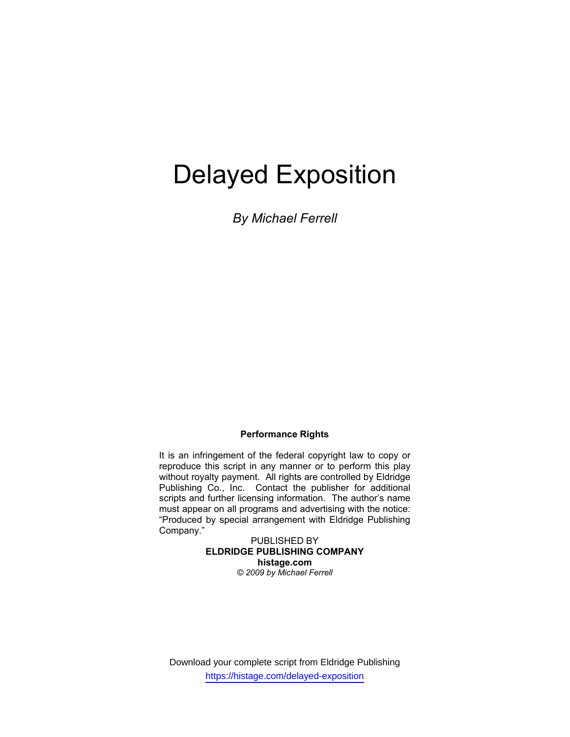# Delayed Exposition

*By Michael Ferrell*

**Performance Rights**

It is an infringement of the federal copyright law to copy or reproduce this script in any manner or to perform this play without royalty payment. All rights are controlled by Eldridge Publishing Co., Inc. Contact the publisher for additional scripts and further licensing information. The author's name must appear on all programs and advertising with the notice: "Produced by special arrangement with Eldridge Publishing Company."

PUBLISHED BY
**ELDRIDGE PUBLISHING COMPANY**
**histage.com**
*© 2009 by Michael Ferrell*

Download your complete script from Eldridge Publishing
https://histage.com/delayed-exposition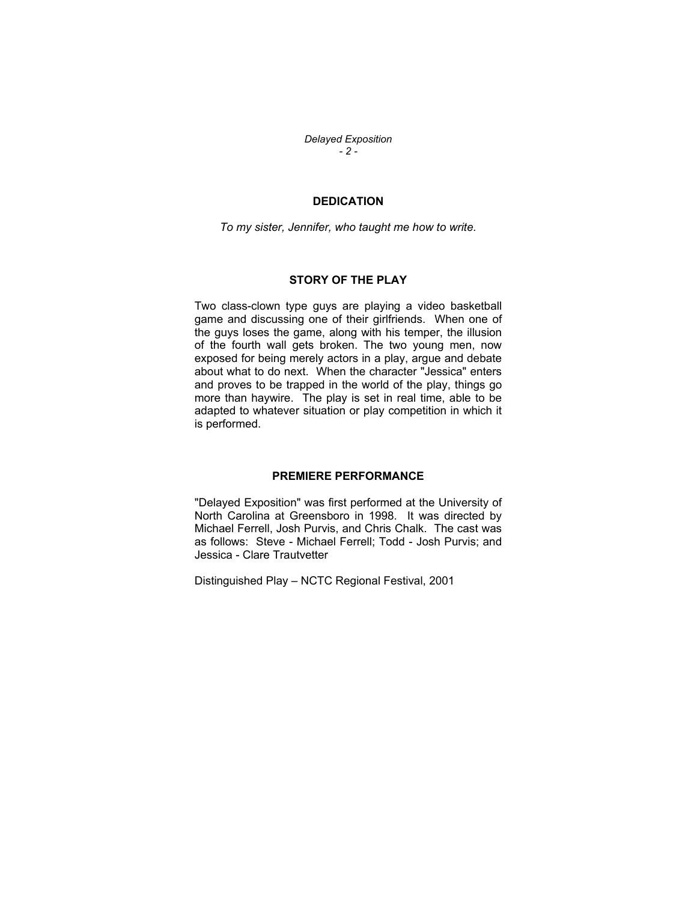## DEDICATION

*To my sister, Jennifer, who taught me how to write.*

## STORY OF THE PLAY

Two class-clown type guys are playing a video basketball game and discussing one of their girlfriends. When one of the guys loses the game, along with his temper, the illusion of the fourth wall gets broken. The two young men, now exposed for being merely actors in a play, argue and debate about what to do next. When the character "Jessica" enters and proves to be trapped in the world of the play, things go more than haywire. The play is set in real time, able to be adapted to whatever situation or play competition in which it is performed.

## PREMIERE PERFORMANCE

"Delayed Exposition" was first performed at the University of North Carolina at Greensboro in 1998. It was directed by Michael Ferrell, Josh Purvis, and Chris Chalk. The cast was as follows: Steve - Michael Ferrell; Todd - Josh Purvis; and Jessica - Clare Trautvetter

Distinguished Play – NCTC Regional Festival, 2001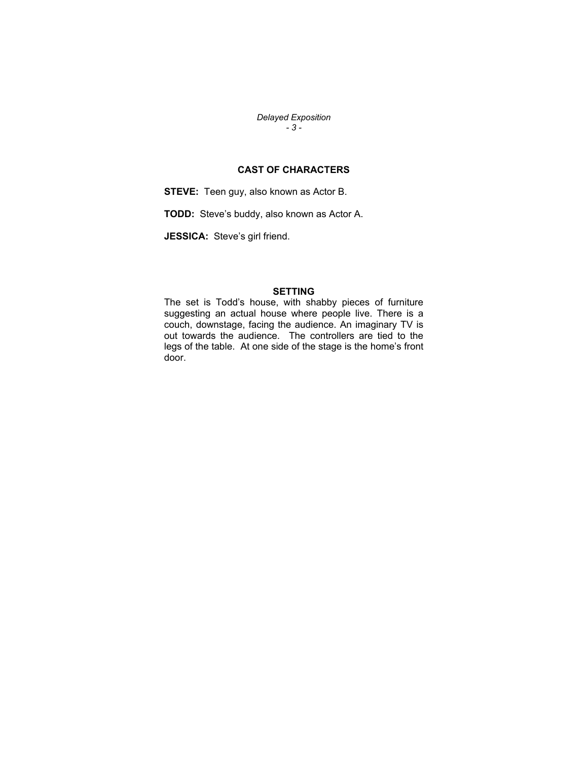## CAST OF CHARACTERS

**STEVE:** Teen guy, also known as Actor B.

**TODD:** Steve's buddy, also known as Actor A.

**JESSICA:** Steve's girl friend.

## SETTING

The set is Todd's house, with shabby pieces of furniture suggesting an actual house where people live. There is a couch, downstage, facing the audience. An imaginary TV is out towards the audience. The controllers are tied to the legs of the table. At one side of the stage is the home's front door.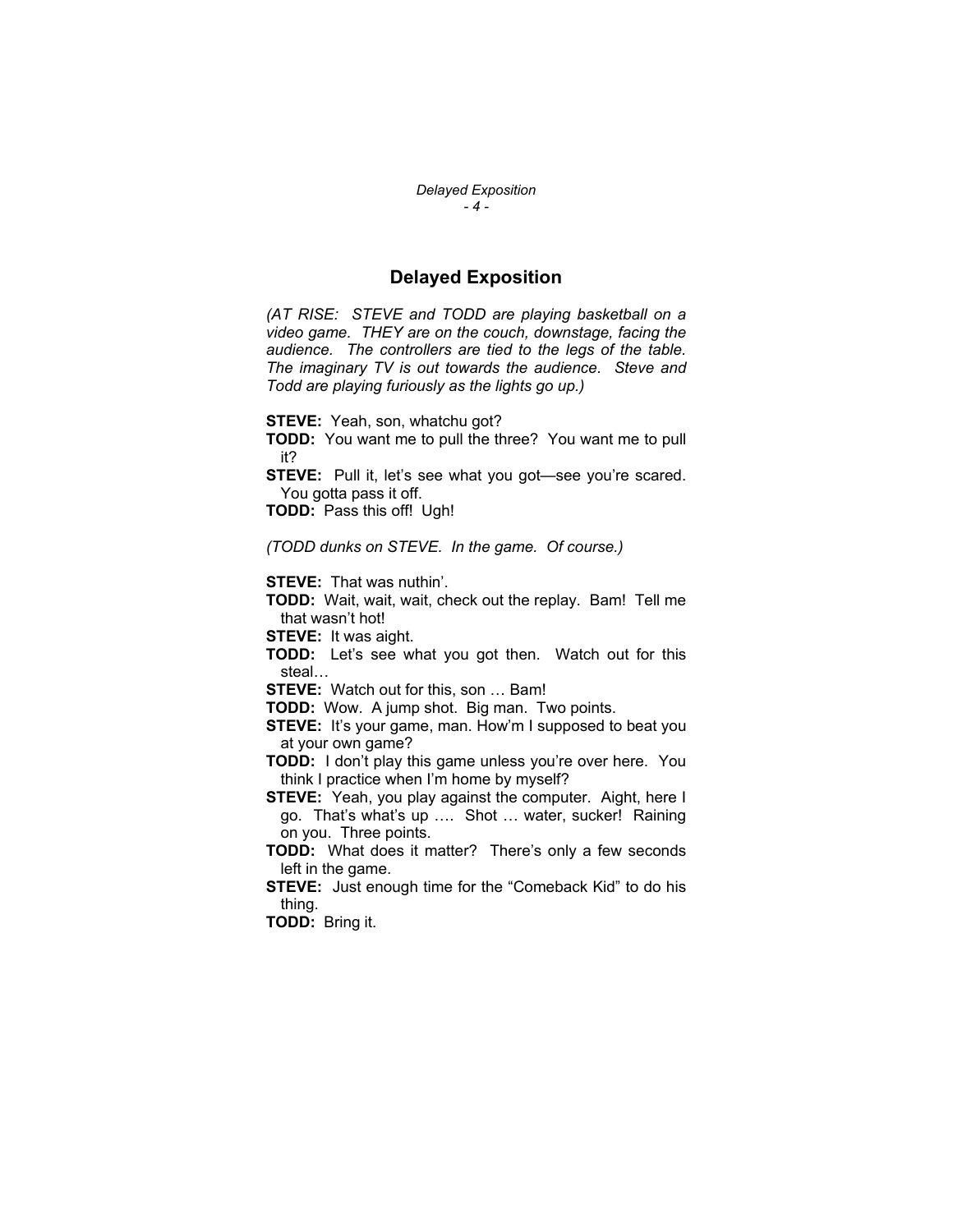# Delayed Exposition

*(AT RISE: STEVE and TODD are playing basketball on a video game. THEY are on the couch, downstage, facing the audience. The controllers are tied to the legs of the table. The imaginary TV is out towards the audience. Steve and Todd are playing furiously as the lights go up.)*

**STEVE:** Yeah, son, whatchu got?

**TODD:** You want me to pull the three? You want me to pull it?

**STEVE:** Pull it, let's see what you got—see you're scared. You gotta pass it off.

**TODD:** Pass this off! Ugh!

*(TODD dunks on STEVE. In the game. Of course.)*

**STEVE:** That was nuthin'.

**TODD:** Wait, wait, wait, check out the replay. Bam! Tell me that wasn't hot!

**STEVE:** It was aight.

**TODD:** Let's see what you got then. Watch out for this steal…

**STEVE:** Watch out for this, son … Bam!

**TODD:** Wow. A jump shot. Big man. Two points.

**STEVE:** It's your game, man. How'm I supposed to beat you at your own game?

**TODD:** I don't play this game unless you're over here. You think I practice when I'm home by myself?

**STEVE:** Yeah, you play against the computer. Aight, here I go. That's what's up …. Shot … water, sucker! Raining on you. Three points.

**TODD:** What does it matter? There's only a few seconds left in the game.

**STEVE:** Just enough time for the "Comeback Kid" to do his thing.

**TODD:** Bring it.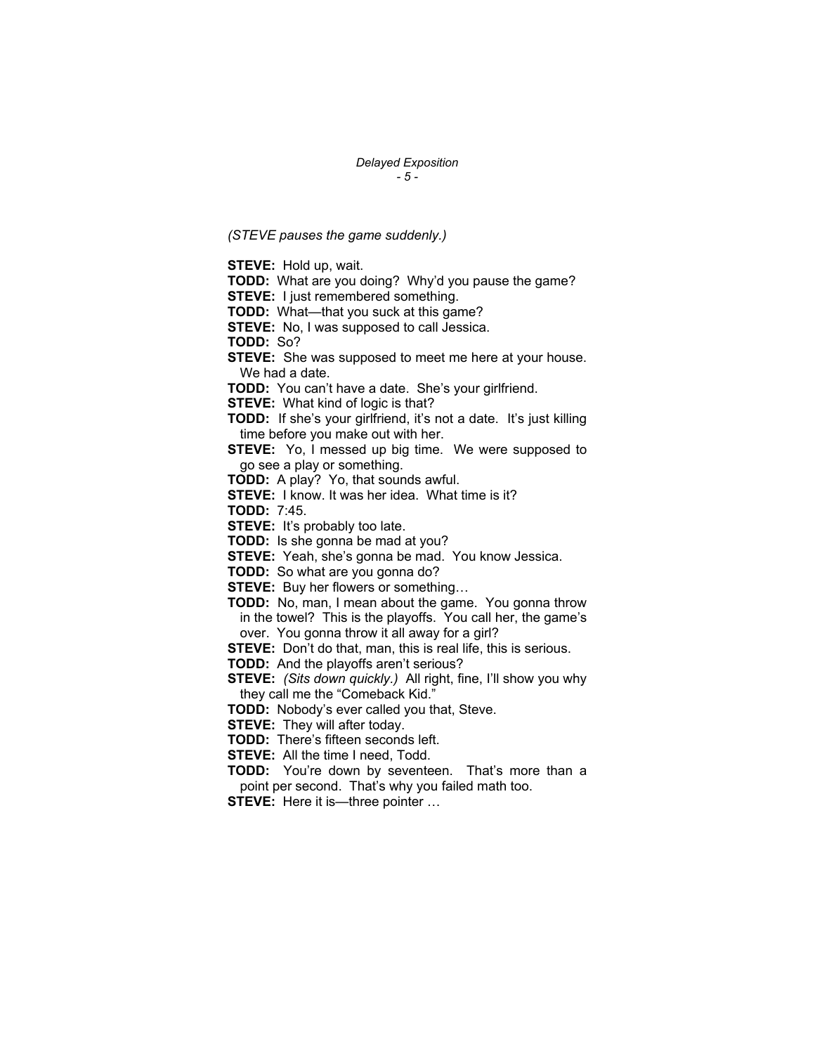*(STEVE pauses the game suddenly.)*

**STEVE:** Hold up, wait.

**TODD:** What are you doing? Why'd you pause the game?

**STEVE:** I just remembered something.

**TODD:** What—that you suck at this game?

**STEVE:** No, I was supposed to call Jessica.

**TODD:** So?

**STEVE:** She was supposed to meet me here at your house. We had a date.

**TODD:** You can't have a date. She's your girlfriend.

**STEVE:** What kind of logic is that?

**TODD:** If she's your girlfriend, it's not a date. It's just killing time before you make out with her.

**STEVE:** Yo, I messed up big time. We were supposed to go see a play or something.

**TODD:** A play? Yo, that sounds awful.

**STEVE:** I know. It was her idea. What time is it?

**TODD:** 7:45.

**STEVE:** It's probably too late.

**TODD:** Is she gonna be mad at you?

**STEVE:** Yeah, she's gonna be mad. You know Jessica.

**TODD:** So what are you gonna do?

**STEVE:** Buy her flowers or something…

**TODD:** No, man, I mean about the game. You gonna throw in the towel? This is the playoffs. You call her, the game's over. You gonna throw it all away for a girl?

**STEVE:** Don't do that, man, this is real life, this is serious.

**TODD:** And the playoffs aren't serious?

**STEVE:** *(Sits down quickly.)* All right, fine, I'll show you why they call me the "Comeback Kid."

**TODD:** Nobody's ever called you that, Steve.

**STEVE:** They will after today.

**TODD:** There's fifteen seconds left.

**STEVE:** All the time I need, Todd.

**TODD:** You're down by seventeen. That's more than a point per second. That's why you failed math too.

**STEVE:** Here it is—three pointer …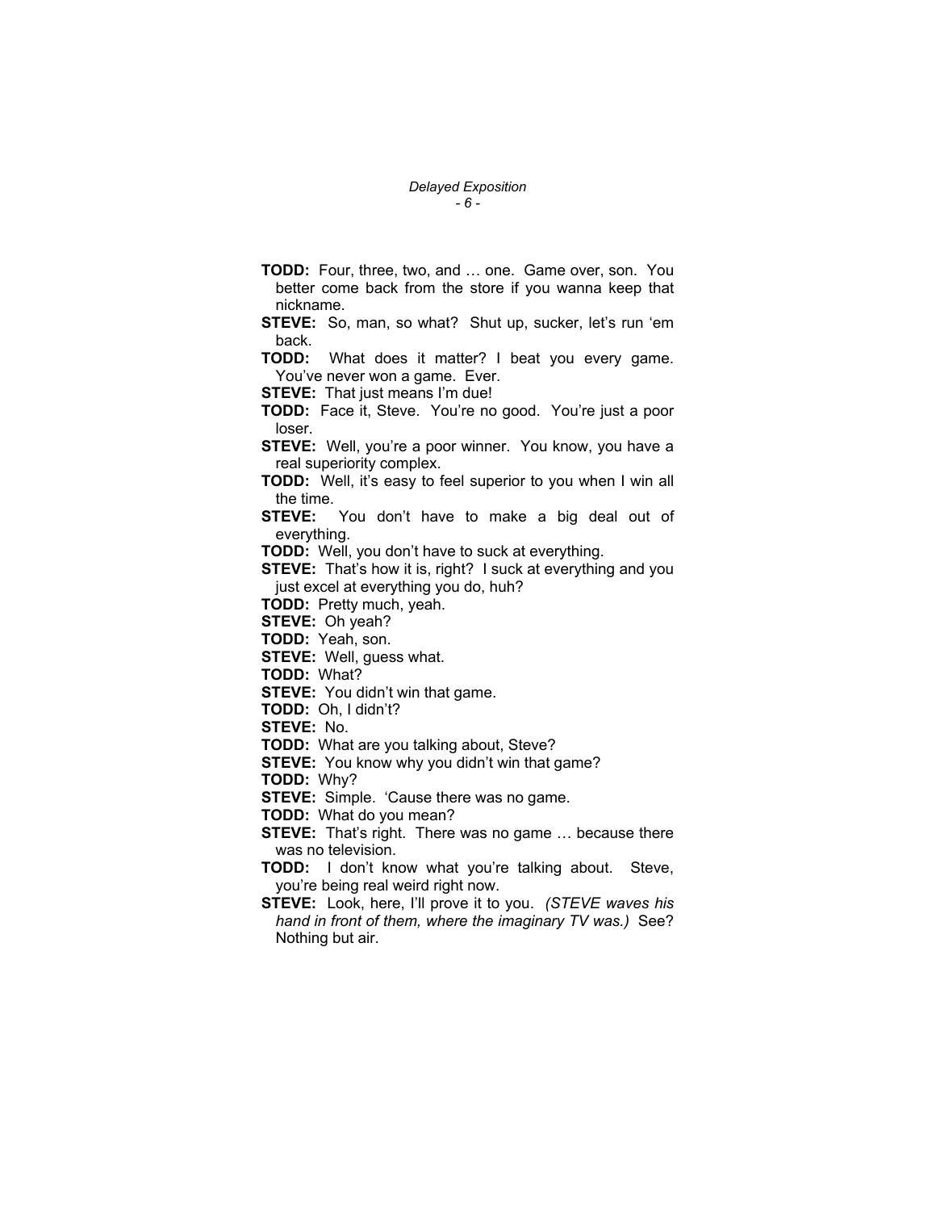**TODD:** Four, three, two, and … one. Game over, son. You better come back from the store if you wanna keep that nickname.

**STEVE:** So, man, so what? Shut up, sucker, let's run 'em back.

**TODD:** What does it matter? I beat you every game. You've never won a game. Ever.

**STEVE:** That just means I'm due!

**TODD:** Face it, Steve. You're no good. You're just a poor loser.

**STEVE:** Well, you're a poor winner. You know, you have a real superiority complex.

**TODD:** Well, it's easy to feel superior to you when I win all the time.

**STEVE:** You don't have to make a big deal out of everything.

**TODD:** Well, you don't have to suck at everything.

**STEVE:** That's how it is, right? I suck at everything and you just excel at everything you do, huh?

**TODD:** Pretty much, yeah.

**STEVE:** Oh yeah?

**TODD:** Yeah, son.

**STEVE:** Well, guess what.

**TODD:** What?

**STEVE:** You didn't win that game.

**TODD:** Oh, I didn't?

**STEVE:** No.

**TODD:** What are you talking about, Steve?

**STEVE:** You know why you didn't win that game?

**TODD:** Why?

**STEVE:** Simple. 'Cause there was no game.

**TODD:** What do you mean?

**STEVE:** That's right. There was no game … because there was no television.

**TODD:** I don't know what you're talking about. Steve, you're being real weird right now.

**STEVE:** Look, here, I'll prove it to you. *(STEVE waves his hand in front of them, where the imaginary TV was.)* See? Nothing but air.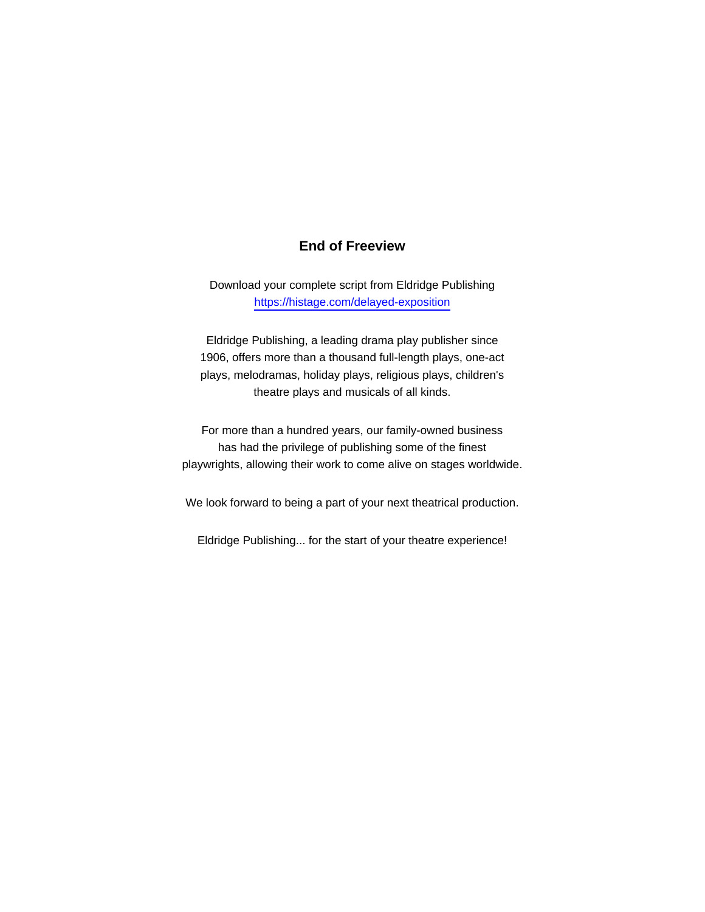## End of Freeview

Download your complete script from Eldridge Publishing
https://histage.com/delayed-exposition

Eldridge Publishing, a leading drama play publisher since 1906, offers more than a thousand full-length plays, one-act plays, melodramas, holiday plays, religious plays, children's theatre plays and musicals of all kinds.

For more than a hundred years, our family-owned business has had the privilege of publishing some of the finest playwrights, allowing their work to come alive on stages worldwide.

We look forward to being a part of your next theatrical production.

Eldridge Publishing... for the start of your theatre experience!